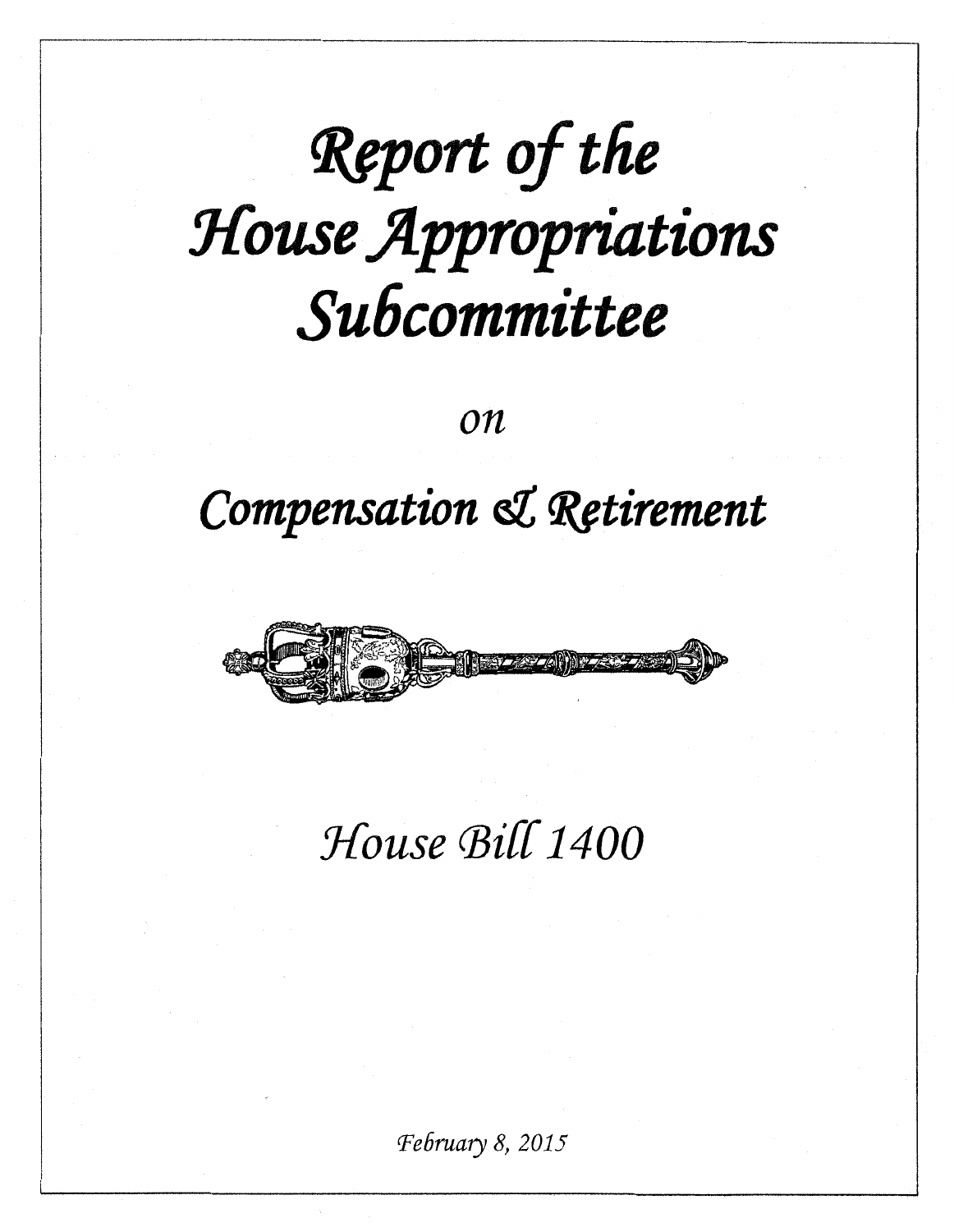# Report of the House Appropriations Subcommittee

*on*

## Compensation & Retirement

### House Bill 1400

*February 8, 2015*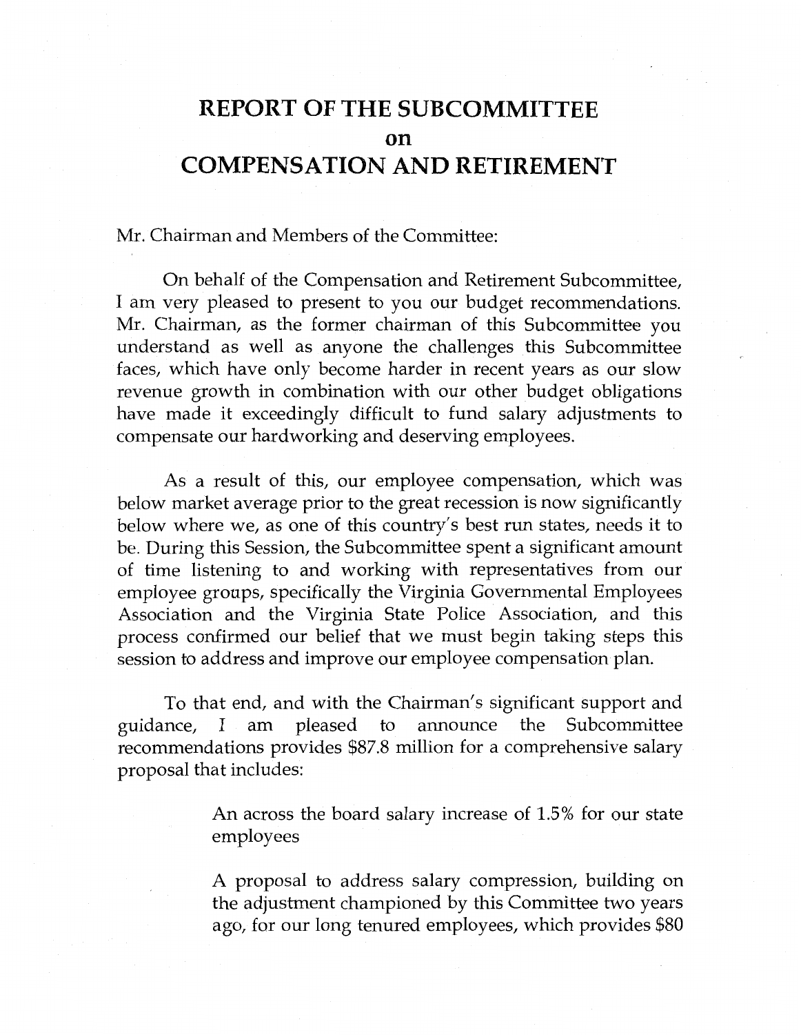# REPORT OF THE SUBCOMMITTEE on COMPENSATION AND RETIREMENT

Mr. Chairman and Members of the Committee:

On behalf of the Compensation and Retirement Subcommittee, I am very pleased to present to you our budget recommendations. Mr. Chairman, as the former chairman of this Subcommittee you understand as well as anyone the challenges this Subcommittee faces, which have only become harder in recent years as our slow revenue growth in combination with our other budget obligations have made it exceedingly difficult to fund salary adjustments to compensate our hardworking and deserving employees.

As a result of this, our employee compensation, which was below market average prior to the great recession is now significantly below where we, as one of this country's best run states, needs it to be. During this Session, the Subcommittee spent a significant amount of time listening to and working with representatives from our employee groups, specifically the Virginia Governmental Employees Association and the Virginia State Police Association, and this process confirmed our belief that we must begin taking steps this session to address and improve our employee compensation plan.

To that end, and with the Chairman's significant support and guidance, I am pleased to announce the Subcommittee recommendations provides $87.8 million for a comprehensive salary proposal that includes:

> An across the board salary increase of 1.5% for our state employees
>
> A proposal to address salary compression, building on the adjustment championed by this Committee two years ago, for our long tenured employees, which provides $80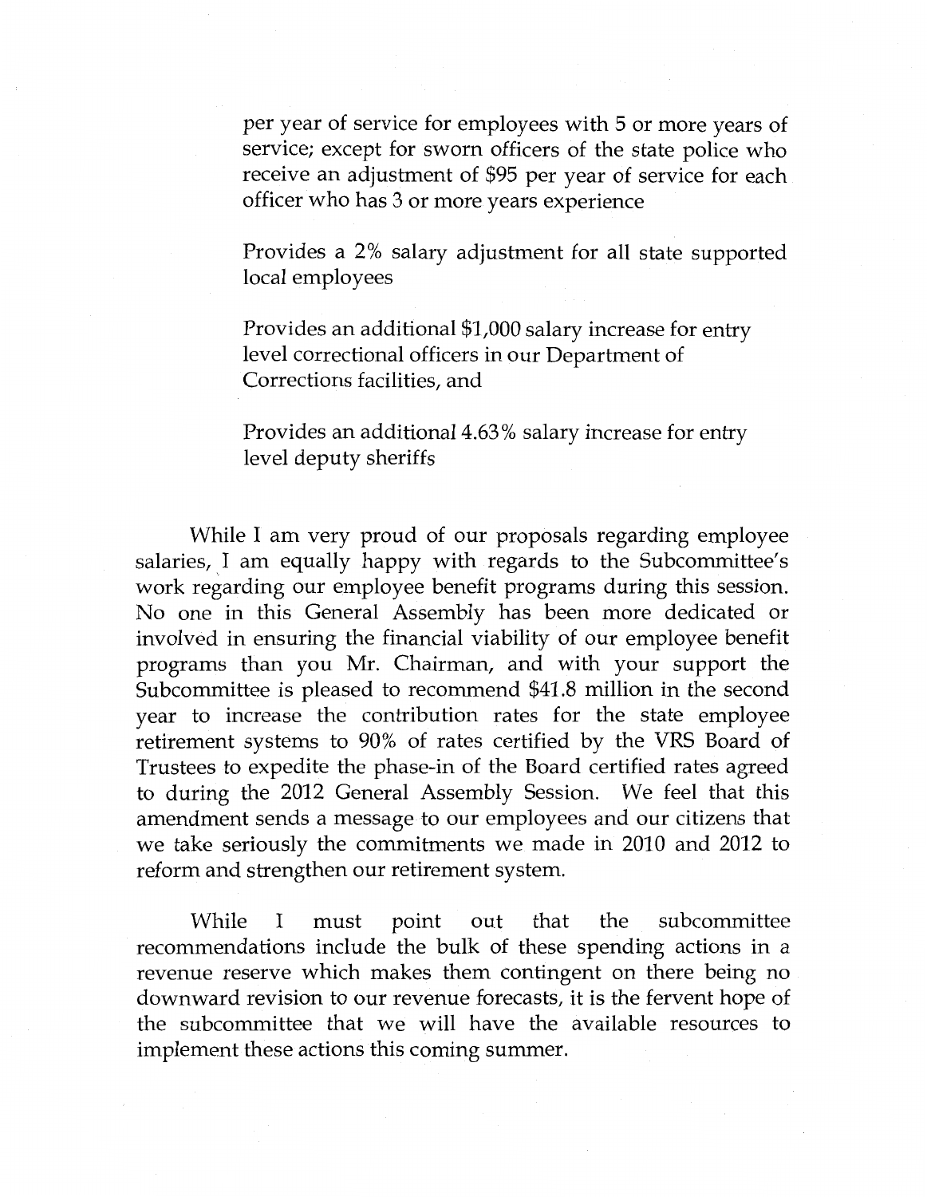per year of service for employees with 5 or more years of service; except for sworn officers of the state police who receive an adjustment of $95 per year of service for each officer who has 3 or more years experience

Provides a 2% salary adjustment for all state supported local employees

Provides an additional $1,000 salary increase for entry level correctional officers in our Department of Corrections facilities, and

Provides an additional 4.63% salary increase for entry level deputy sheriffs

While I am very proud of our proposals regarding employee salaries, I am equally happy with regards to the Subcommittee's work regarding our employee benefit programs during this session. No one in this General Assembly has been more dedicated or involved in ensuring the financial viability of our employee benefit programs than you Mr. Chairman, and with your support the Subcommittee is pleased to recommend $41.8 million in the second year to increase the contribution rates for the state employee retirement systems to 90% of rates certified by the VRS Board of Trustees to expedite the phase-in of the Board certified rates agreed to during the 2012 General Assembly Session. We feel that this amendment sends a message to our employees and our citizens that we take seriously the commitments we made in 2010 and 2012 to reform and strengthen our retirement system.

While I must point out that the subcommittee recommendations include the bulk of these spending actions in a revenue reserve which makes them contingent on there being no downward revision to our revenue forecasts, it is the fervent hope of the subcommittee that we will have the available resources to implement these actions this coming summer.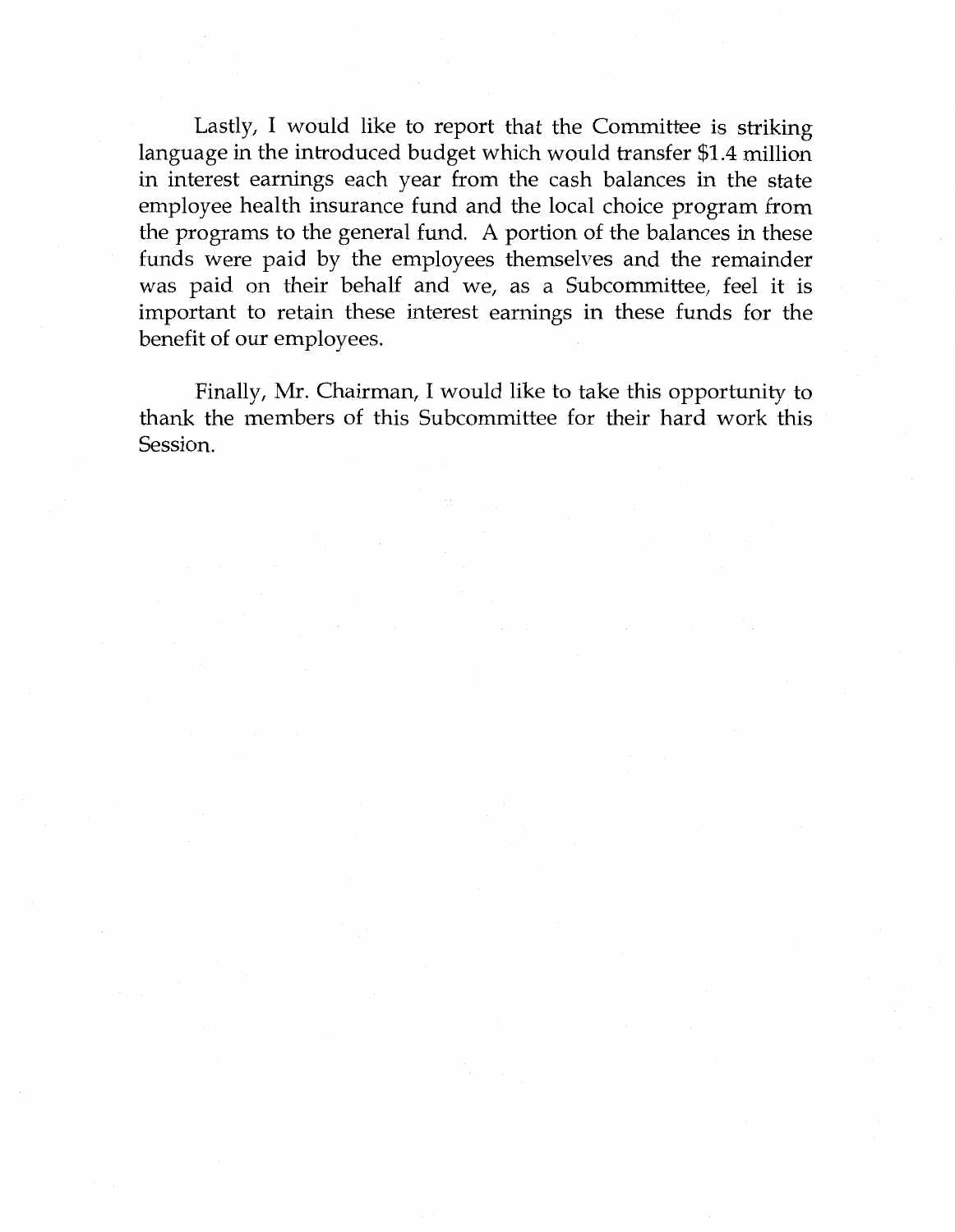Lastly, I would like to report that the Committee is striking language in the introduced budget which would transfer $1.4 million in interest earnings each year from the cash balances in the state employee health insurance fund and the local choice program from the programs to the general fund. A portion of the balances in these funds were paid by the employees themselves and the remainder was paid on their behalf and we, as a Subcommittee, feel it is important to retain these interest earnings in these funds for the benefit of our employees.

Finally, Mr. Chairman, I would like to take this opportunity to thank the members of this Subcommittee for their hard work this Session.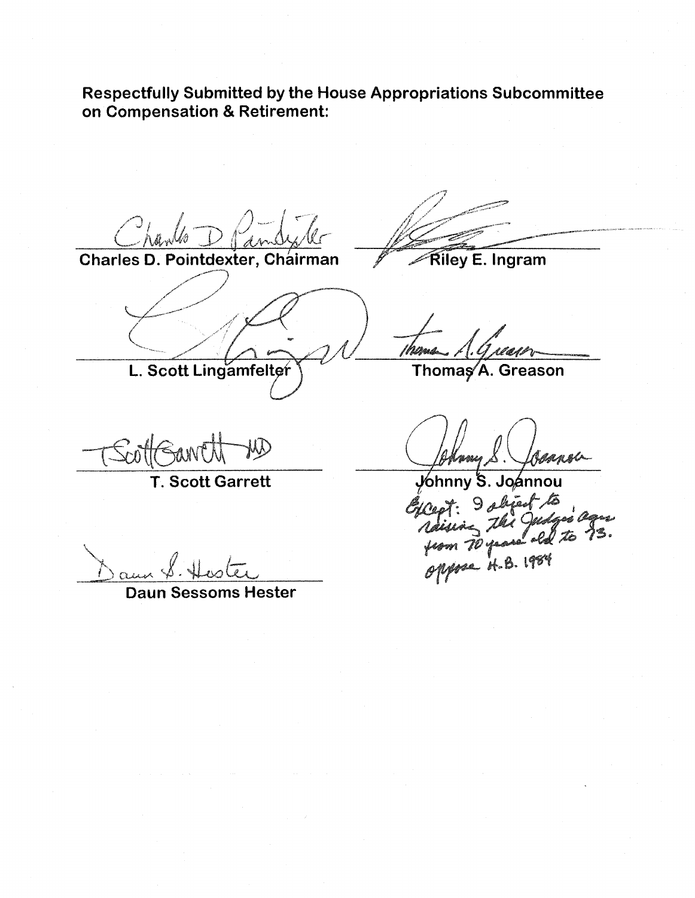**Respectfully Submitted by the House Appropriations Subcommittee on Compensation & Retirement:**

| | |
|---|---|
| Charles D. Pointdexter, Chairman | Riley E. Ingram |
| L. Scott Lingamfelter | Thomas A. Greason |
| T. Scott Garrett | Johnny S. Joannou |
| Daun Sessoms Hester | |

Except: I object to raising the Judges' ages from 70 years old to 73. Oppose H.B. 1984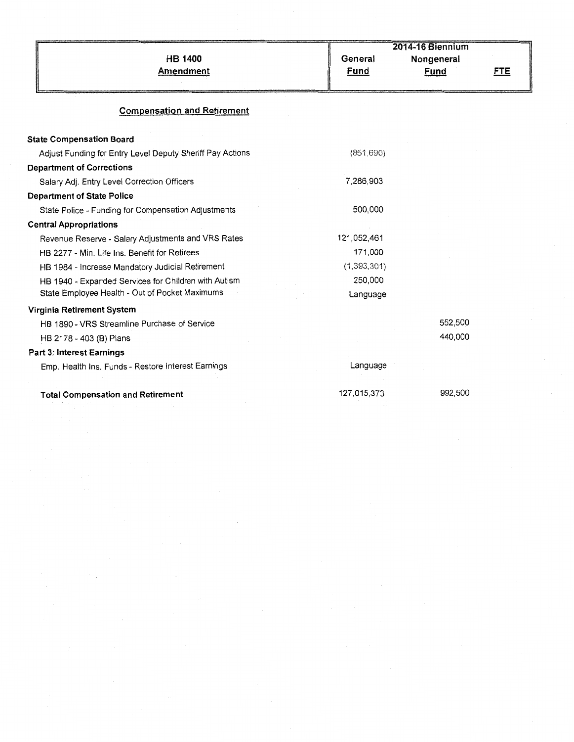| HB 1400 Amendment | 2014-16 Biennium General Fund | Nongeneral Fund | FTE |
|---|---|---|---|
| **Compensation and Retirement** | | | |
| **State Compensation Board** | | | |
| Adjust Funding for Entry Level Deputy Sheriff Pay Actions | (851,690) | | |
| **Department of Corrections** | | | |
| Salary Adj. Entry Level Correction Officers | 7,286,903 | | |
| **Department of State Police** | | | |
| State Police - Funding for Compensation Adjustments | 500,000 | | |
| **Central Appropriations** | | | |
| Revenue Reserve - Salary Adjustments and VRS Rates | 121,052,461 | | |
| HB 2277 - Min. Life Ins. Benefit for Retirees | 171,000 | | |
| HB 1984 - Increase Mandatory Judicial Retirement | (1,393,301) | | |
| HB 1940 - Expanded Services for Children with Autism | 250,000 | | |
| State Employee Health - Out of Pocket Maximums | Language | | |
| **Virginia Retirement System** | | | |
| HB 1890 - VRS Streamline Purchase of Service | | 552,500 | |
| HB 2178 - 403 (B) Plans | | 440,000 | |
| **Part 3: Interest Earnings** | | | |
| Emp. Health Ins. Funds - Restore Interest Earnings | Language | | |
| **Total Compensation and Retirement** | 127,015,373 | 992,500 | |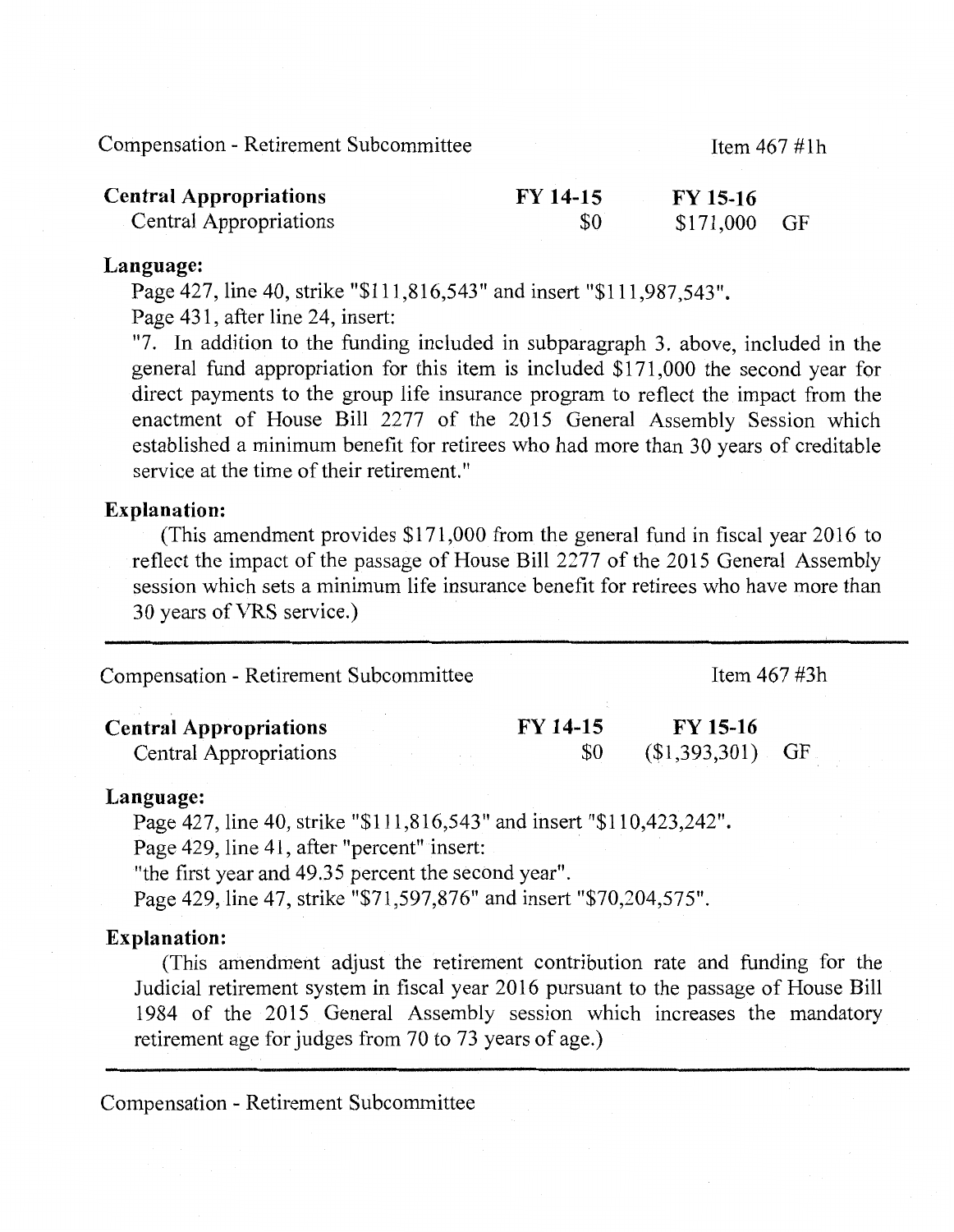Compensation - Retirement Subcommittee

Item 467 #1h

| **Central Appropriations** | **FY 14-15** | **FY 15-16** | |
|---|---|---|---|
| Central Appropriations | $0 | $171,000 | GF |

**Language:**

Page 427, line 40, strike "$111,816,543" and insert "$111,987,543".

Page 431, after line 24, insert:

"7. In addition to the funding included in subparagraph 3. above, included in the general fund appropriation for this item is included $171,000 the second year for direct payments to the group life insurance program to reflect the impact from the enactment of House Bill 2277 of the 2015 General Assembly Session which established a minimum benefit for retirees who had more than 30 years of creditable service at the time of their retirement."

**Explanation:**

(This amendment provides $171,000 from the general fund in fiscal year 2016 to reflect the impact of the passage of House Bill 2277 of the 2015 General Assembly session which sets a minimum life insurance benefit for retirees who have more than 30 years of VRS service.)

---

Compensation - Retirement Subcommittee

Item 467 #3h

| **Central Appropriations** | **FY 14-15** | **FY 15-16** | |
|---|---|---|---|
| Central Appropriations | $0 | ($1,393,301) | GF |

**Language:**

Page 427, line 40, strike "$111,816,543" and insert "$110,423,242".

Page 429, line 41, after "percent" insert:

"the first year and 49.35 percent the second year".

Page 429, line 47, strike "$71,597,876" and insert "$70,204,575".

**Explanation:**

(This amendment adjust the retirement contribution rate and funding for the Judicial retirement system in fiscal year 2016 pursuant to the passage of House Bill 1984 of the 2015 General Assembly session which increases the mandatory retirement age for judges from 70 to 73 years of age.)

---

Compensation - Retirement Subcommittee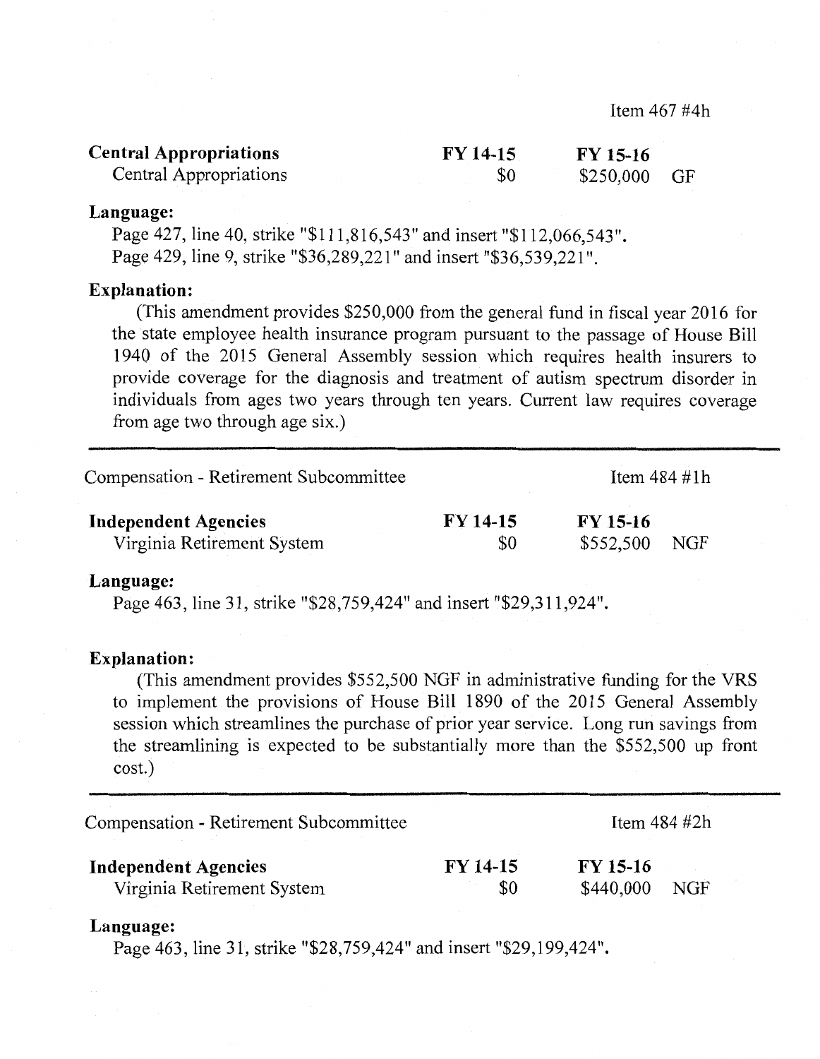Item 467 #4h

| Central Appropriations | FY 14-15 | FY 15-16 | |
|---|---|---|---|
| Central Appropriations | $0 | $250,000 | GF |

**Language:**

Page 427, line 40, strike "$111,816,543" and insert "$112,066,543".
Page 429, line 9, strike "$36,289,221" and insert "$36,539,221".

**Explanation:**

(This amendment provides $250,000 from the general fund in fiscal year 2016 for the state employee health insurance program pursuant to the passage of House Bill 1940 of the 2015 General Assembly session which requires health insurers to provide coverage for the diagnosis and treatment of autism spectrum disorder in individuals from ages two years through ten years. Current law requires coverage from age two through age six.)

---

Compensation - Retirement Subcommittee

Item 484 #1h

| Independent Agencies | FY 14-15 | FY 15-16 | |
|---|---|---|---|
| Virginia Retirement System | $0 | $552,500 | NGF |

**Language:**

Page 463, line 31, strike "$28,759,424" and insert "$29,311,924".

**Explanation:**

(This amendment provides $552,500 NGF in administrative funding for the VRS to implement the provisions of House Bill 1890 of the 2015 General Assembly session which streamlines the purchase of prior year service. Long run savings from the streamlining is expected to be substantially more than the $552,500 up front cost.)

---

Compensation - Retirement Subcommittee

Item 484 #2h

| Independent Agencies | FY 14-15 | FY 15-16 | |
|---|---|---|---|
| Virginia Retirement System | $0 | $440,000 | NGF |

**Language:**

Page 463, line 31, strike "$28,759,424" and insert "$29,199,424".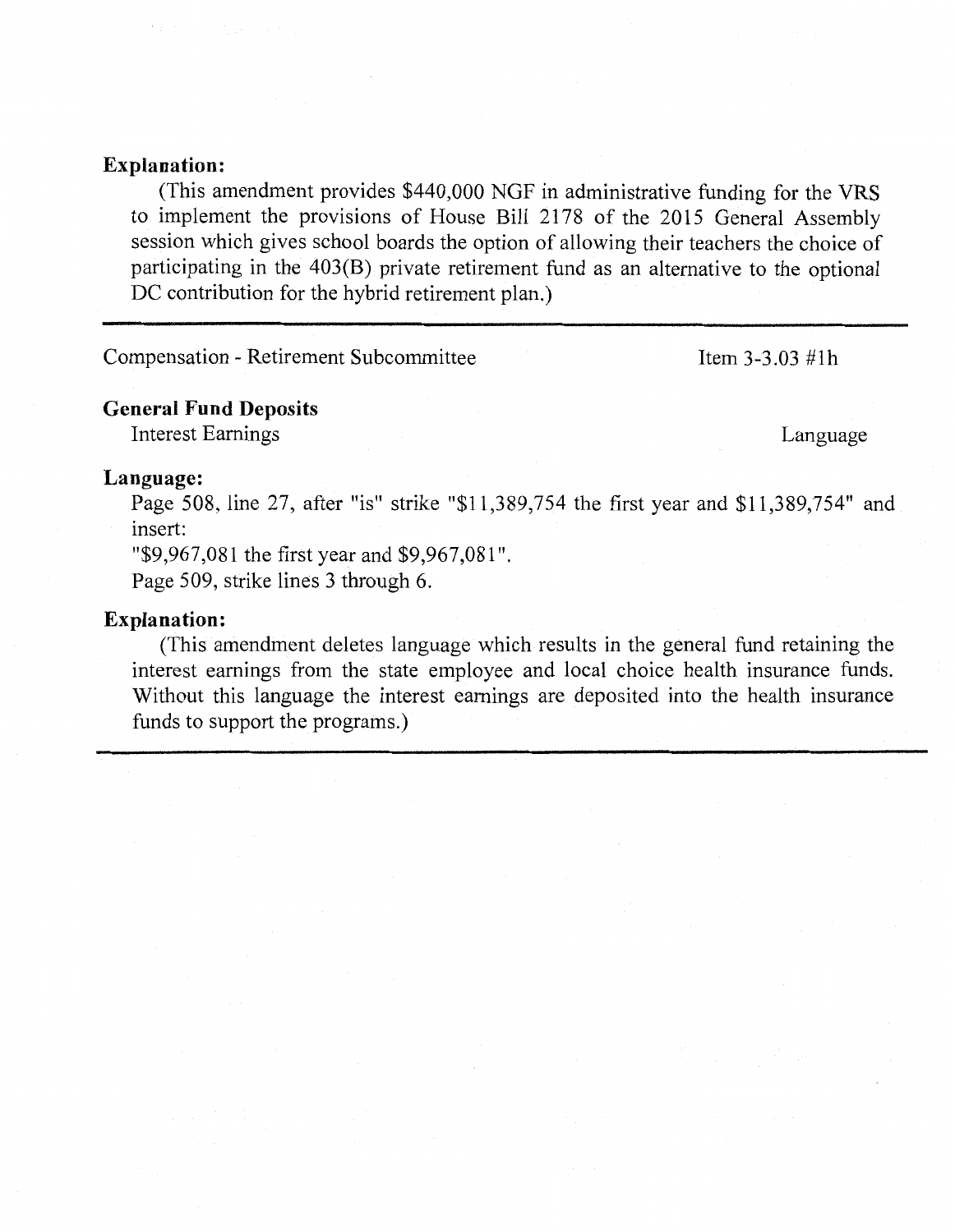**Explanation:**

(This amendment provides $440,000 NGF in administrative funding for the VRS to implement the provisions of House Bill 2178 of the 2015 General Assembly session which gives school boards the option of allowing their teachers the choice of participating in the 403(B) private retirement fund as an alternative to the optional DC contribution for the hybrid retirement plan.)

---

Compensation - Retirement Subcommittee | Item 3-3.03 #1h

**General Fund Deposits**

Interest Earnings | Language

**Language:**

Page 508, line 27, after "is" strike "$11,389,754 the first year and $11,389,754" and insert:

"$9,967,081 the first year and $9,967,081".

Page 509, strike lines 3 through 6.

**Explanation:**

(This amendment deletes language which results in the general fund retaining the interest earnings from the state employee and local choice health insurance funds. Without this language the interest earnings are deposited into the health insurance funds to support the programs.)

---